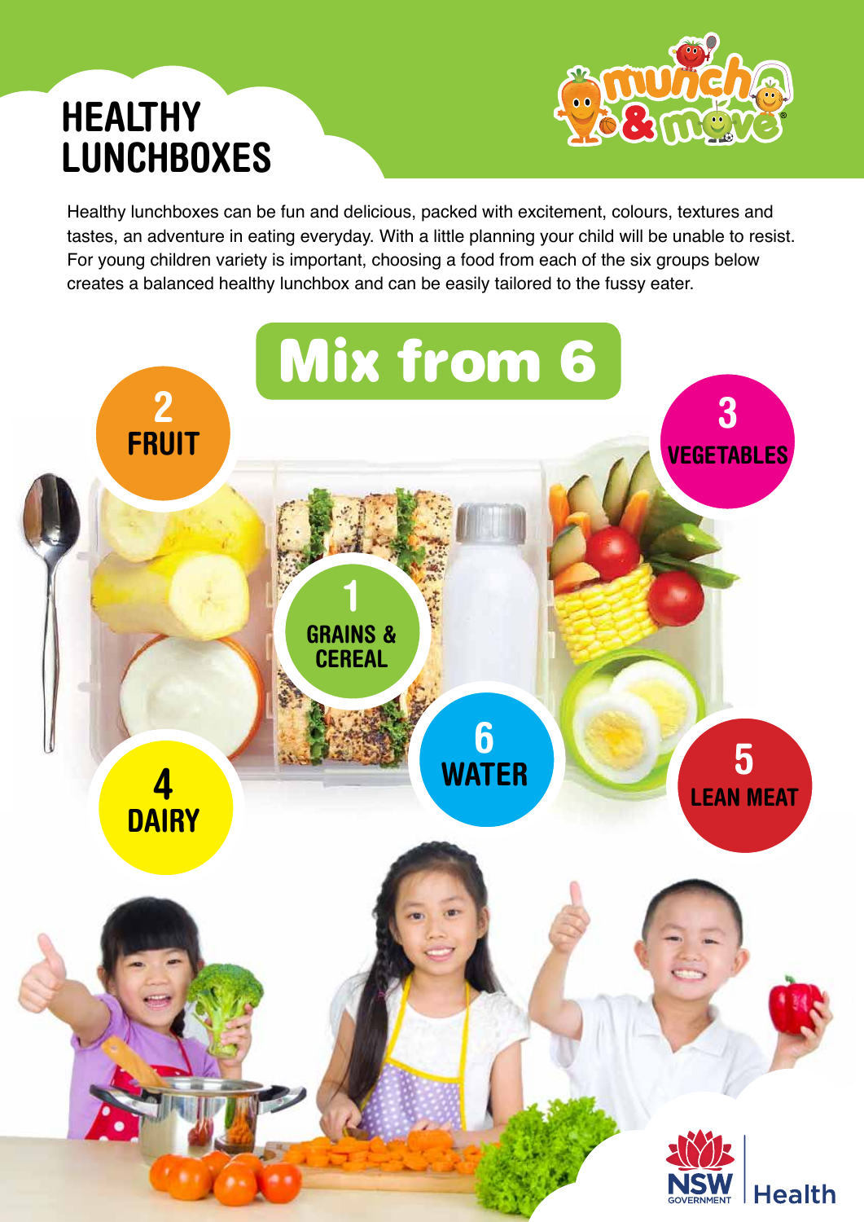# HEALTHY LUNCHBOXES

Healthy lunchboxes can be fun and delicious, packed with excitement, colours, textures and tastes, an adventure in eating everyday. With a little planning your child will be unable to resist. For young children variety is important, choosing a food from each of the six groups below creates a balanced healthy lunchbox and can be easily tailored to the fussy eater.

## Mix from 6

1. GRAINS & CEREAL
2. FRUIT
3. VEGETABLES
4. DAIRY
5. LEAN MEAT
6. WATER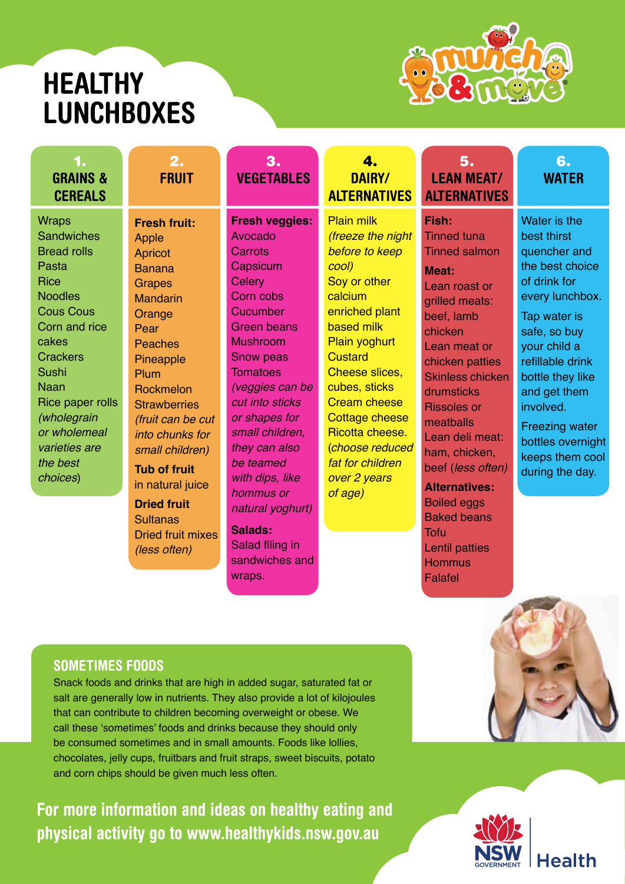# HEALTHY LUNCHBOXES

## 1. GRAINS & CEREALS

Wraps
Sandwiches
Bread rolls
Pasta
Rice
Noodles
Cous Cous
Corn and rice cakes
Crackers
Sushi
Naan
Rice paper rolls
*(wholegrain or wholemeal varieties are the best choices)*

## 2. FRUIT

**Fresh fruit:**
Apple
Apricot
Banana
Grapes
Mandarin
Orange
Pear
Peaches
Pineapple
Plum
Rockmelon
Strawberries
*(fruit can be cut into chunks for small children)*

**Tub of fruit** in natural juice

**Dried fruit**
Sultanas
Dried fruit mixes *(less often)*

## 3. VEGETABLES

**Fresh veggies:**
Avocado
Carrots
Capsicum
Celery
Corn cobs
Cucumber
Green beans
Mushroom
Snow peas
Tomatoes
*(veggies can be cut into sticks or shapes for small children, they can also be teamed with dips, like hommus or natural yoghurt)*

**Salads:**
Salad flling in sandwiches and wraps.

## 4. DAIRY/ ALTERNATIVES

Plain milk *(freeze the night before to keep cool)*
Soy or other calcium enriched plant based milk
Plain yoghurt
Custard
Cheese slices, cubes, sticks
Cream cheese
Cottage cheese
Ricotta cheese.
(*choose reduced fat for children over 2 years of age)*

## 5. LEAN MEAT/ ALTERNATIVES

**Fish:**
Tinned tuna
Tinned salmon

**Meat:**
Lean roast or grilled meats: beef, lamb chicken
Lean meat or chicken patties
Skinless chicken drumsticks
Rissoles or meatballs
Lean deli meat: ham, chicken, beef (*less often)*

**Alternatives:**
Boiled eggs
Baked beans
Tofu
Lentil patties
Hommus
Falafel

## 6. WATER

Water is the best thirst quencher and the best choice of drink for every lunchbox.

Tap water is safe, so buy your child a refillable drink bottle they like and get them involved.

Freezing water bottles overnight keeps them cool during the day.

## SOMETIMES FOODS

Snack foods and drinks that are high in added sugar, saturated fat or salt are generally low in nutrients. They also provide a lot of kilojoules that can contribute to children becoming overweight or obese. We call these 'sometimes' foods and drinks because they should only be consumed sometimes and in small amounts. Foods like lollies, chocolates, jelly cups, fruitbars and fruit straps, sweet biscuits, potato and corn chips should be given much less often.

**For more information and ideas on healthy eating and physical activity go to www.healthykids.nsw.gov.au**

NSW GOVERNMENT | Health